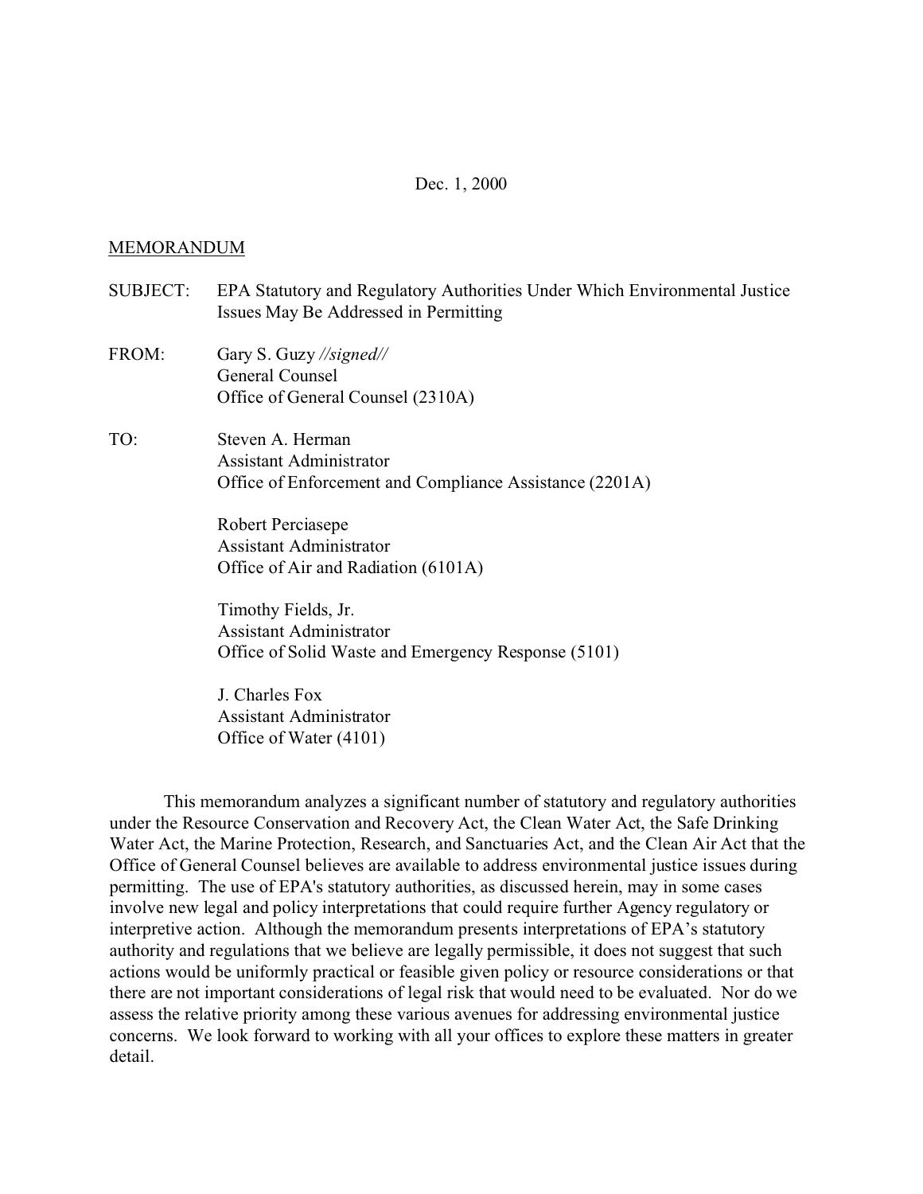Dec. 1, 2000

MEMORANDUM

SUBJECT: EPA Statutory and Regulatory Authorities Under Which Environmental Justice Issues May Be Addressed in Permitting

FROM: Gary S. Guzy *//signed//*
General Counsel
Office of General Counsel (2310A)

TO: Steven A. Herman
Assistant Administrator
Office of Enforcement and Compliance Assistance (2201A)

Robert Perciasepe
Assistant Administrator
Office of Air and Radiation (6101A)

Timothy Fields, Jr.
Assistant Administrator
Office of Solid Waste and Emergency Response (5101)

J. Charles Fox
Assistant Administrator
Office of Water (4101)

This memorandum analyzes a significant number of statutory and regulatory authorities under the Resource Conservation and Recovery Act, the Clean Water Act, the Safe Drinking Water Act, the Marine Protection, Research, and Sanctuaries Act, and the Clean Air Act that the Office of General Counsel believes are available to address environmental justice issues during permitting. The use of EPA's statutory authorities, as discussed herein, may in some cases involve new legal and policy interpretations that could require further Agency regulatory or interpretive action. Although the memorandum presents interpretations of EPA's statutory authority and regulations that we believe are legally permissible, it does not suggest that such actions would be uniformly practical or feasible given policy or resource considerations or that there are not important considerations of legal risk that would need to be evaluated. Nor do we assess the relative priority among these various avenues for addressing environmental justice concerns. We look forward to working with all your offices to explore these matters in greater detail.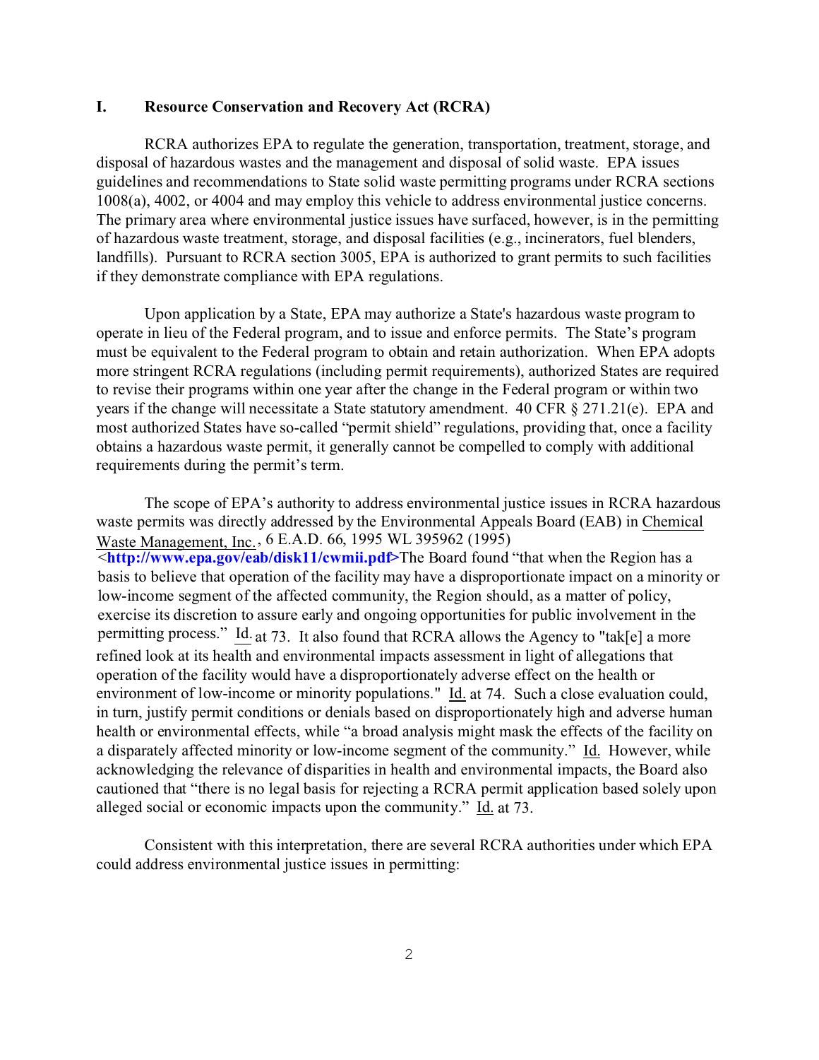## I. Resource Conservation and Recovery Act (RCRA)

RCRA authorizes EPA to regulate the generation, transportation, treatment, storage, and disposal of hazardous wastes and the management and disposal of solid waste. EPA issues guidelines and recommendations to State solid waste permitting programs under RCRA sections 1008(a), 4002, or 4004 and may employ this vehicle to address environmental justice concerns. The primary area where environmental justice issues have surfaced, however, is in the permitting of hazardous waste treatment, storage, and disposal facilities (e.g., incinerators, fuel blenders, landfills). Pursuant to RCRA section 3005, EPA is authorized to grant permits to such facilities if they demonstrate compliance with EPA regulations.

Upon application by a State, EPA may authorize a State's hazardous waste program to operate in lieu of the Federal program, and to issue and enforce permits. The State's program must be equivalent to the Federal program to obtain and retain authorization. When EPA adopts more stringent RCRA regulations (including permit requirements), authorized States are required to revise their programs within one year after the change in the Federal program or within two years if the change will necessitate a State statutory amendment. 40 CFR § 271.21(e). EPA and most authorized States have so-called "permit shield" regulations, providing that, once a facility obtains a hazardous waste permit, it generally cannot be compelled to comply with additional requirements during the permit's term.

The scope of EPA's authority to address environmental justice issues in RCRA hazardous waste permits was directly addressed by the Environmental Appeals Board (EAB) in Chemical Waste Management, Inc., 6 E.A.D. 66, 1995 WL 395962 (1995) <**http://www.epa.gov/eab/disk11/cwmii.pdf**>The Board found "that when the Region has a basis to believe that operation of the facility may have a disproportionate impact on a minority or low-income segment of the affected community, the Region should, as a matter of policy, exercise its discretion to assure early and ongoing opportunities for public involvement in the permitting process." Id. at 73. It also found that RCRA allows the Agency to "tak[e] a more refined look at its health and environmental impacts assessment in light of allegations that operation of the facility would have a disproportionately adverse effect on the health or environment of low-income or minority populations." Id. at 74. Such a close evaluation could, in turn, justify permit conditions or denials based on disproportionately high and adverse human health or environmental effects, while "a broad analysis might mask the effects of the facility on a disparately affected minority or low-income segment of the community." Id. However, while acknowledging the relevance of disparities in health and environmental impacts, the Board also cautioned that "there is no legal basis for rejecting a RCRA permit application based solely upon alleged social or economic impacts upon the community." Id. at 73.

Consistent with this interpretation, there are several RCRA authorities under which EPA could address environmental justice issues in permitting: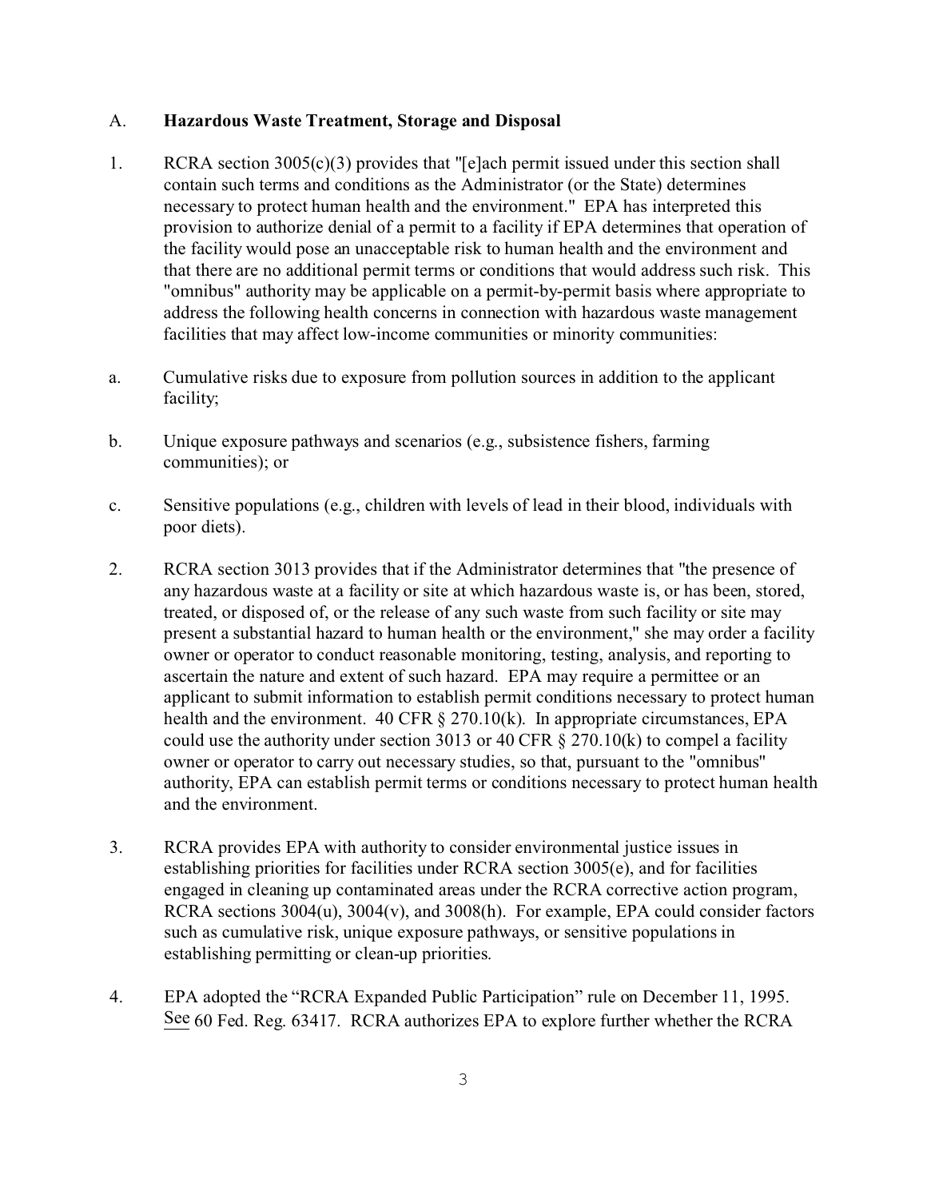A. **Hazardous Waste Treatment, Storage and Disposal**

1. RCRA section 3005(c)(3) provides that "[e]ach permit issued under this section shall contain such terms and conditions as the Administrator (or the State) determines necessary to protect human health and the environment." EPA has interpreted this provision to authorize denial of a permit to a facility if EPA determines that operation of the facility would pose an unacceptable risk to human health and the environment and that there are no additional permit terms or conditions that would address such risk. This "omnibus" authority may be applicable on a permit-by-permit basis where appropriate to address the following health concerns in connection with hazardous waste management facilities that may affect low-income communities or minority communities:

a. Cumulative risks due to exposure from pollution sources in addition to the applicant facility;

b. Unique exposure pathways and scenarios (e.g., subsistence fishers, farming communities); or

c. Sensitive populations (e.g., children with levels of lead in their blood, individuals with poor diets).

2. RCRA section 3013 provides that if the Administrator determines that "the presence of any hazardous waste at a facility or site at which hazardous waste is, or has been, stored, treated, or disposed of, or the release of any such waste from such facility or site may present a substantial hazard to human health or the environment," she may order a facility owner or operator to conduct reasonable monitoring, testing, analysis, and reporting to ascertain the nature and extent of such hazard. EPA may require a permittee or an applicant to submit information to establish permit conditions necessary to protect human health and the environment. 40 CFR § 270.10(k). In appropriate circumstances, EPA could use the authority under section 3013 or 40 CFR § 270.10(k) to compel a facility owner or operator to carry out necessary studies, so that, pursuant to the "omnibus" authority, EPA can establish permit terms or conditions necessary to protect human health and the environment.

3. RCRA provides EPA with authority to consider environmental justice issues in establishing priorities for facilities under RCRA section 3005(e), and for facilities engaged in cleaning up contaminated areas under the RCRA corrective action program, RCRA sections 3004(u), 3004(v), and 3008(h). For example, EPA could consider factors such as cumulative risk, unique exposure pathways, or sensitive populations in establishing permitting or clean-up priorities.

4. EPA adopted the "RCRA Expanded Public Participation" rule on December 11, 1995. See 60 Fed. Reg. 63417. RCRA authorizes EPA to explore further whether the RCRA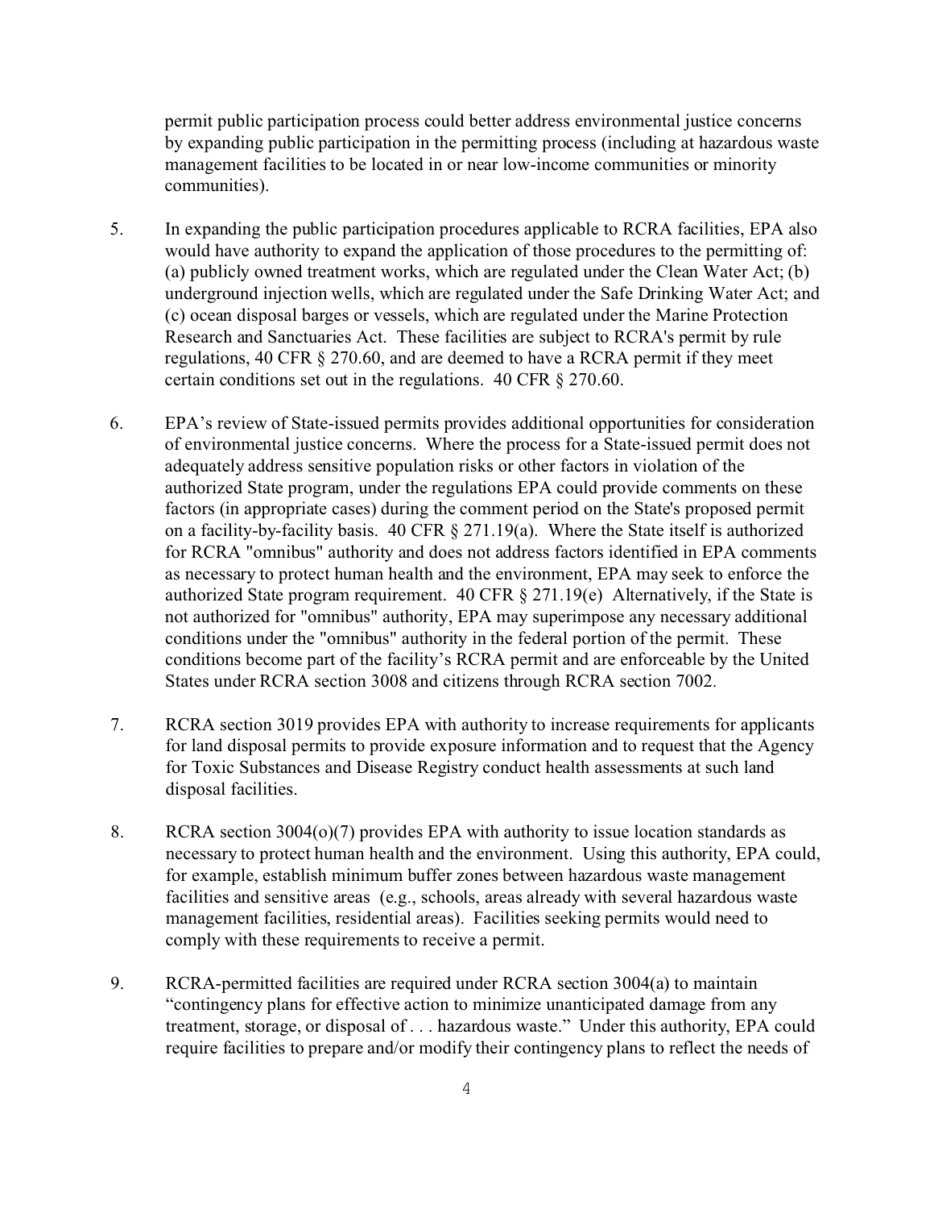permit public participation process could better address environmental justice concerns by expanding public participation in the permitting process (including at hazardous waste management facilities to be located in or near low-income communities or minority communities).

5. In expanding the public participation procedures applicable to RCRA facilities, EPA also would have authority to expand the application of those procedures to the permitting of: (a) publicly owned treatment works, which are regulated under the Clean Water Act; (b) underground injection wells, which are regulated under the Safe Drinking Water Act; and (c) ocean disposal barges or vessels, which are regulated under the Marine Protection Research and Sanctuaries Act. These facilities are subject to RCRA's permit by rule regulations, 40 CFR § 270.60, and are deemed to have a RCRA permit if they meet certain conditions set out in the regulations. 40 CFR § 270.60.

6. EPA's review of State-issued permits provides additional opportunities for consideration of environmental justice concerns. Where the process for a State-issued permit does not adequately address sensitive population risks or other factors in violation of the authorized State program, under the regulations EPA could provide comments on these factors (in appropriate cases) during the comment period on the State's proposed permit on a facility-by-facility basis. 40 CFR § 271.19(a). Where the State itself is authorized for RCRA "omnibus" authority and does not address factors identified in EPA comments as necessary to protect human health and the environment, EPA may seek to enforce the authorized State program requirement. 40 CFR § 271.19(e) Alternatively, if the State is not authorized for "omnibus" authority, EPA may superimpose any necessary additional conditions under the "omnibus" authority in the federal portion of the permit. These conditions become part of the facility's RCRA permit and are enforceable by the United States under RCRA section 3008 and citizens through RCRA section 7002.

7. RCRA section 3019 provides EPA with authority to increase requirements for applicants for land disposal permits to provide exposure information and to request that the Agency for Toxic Substances and Disease Registry conduct health assessments at such land disposal facilities.

8. RCRA section 3004(o)(7) provides EPA with authority to issue location standards as necessary to protect human health and the environment. Using this authority, EPA could, for example, establish minimum buffer zones between hazardous waste management facilities and sensitive areas (e.g., schools, areas already with several hazardous waste management facilities, residential areas). Facilities seeking permits would need to comply with these requirements to receive a permit.

9. RCRA-permitted facilities are required under RCRA section 3004(a) to maintain "contingency plans for effective action to minimize unanticipated damage from any treatment, storage, or disposal of . . . hazardous waste." Under this authority, EPA could require facilities to prepare and/or modify their contingency plans to reflect the needs of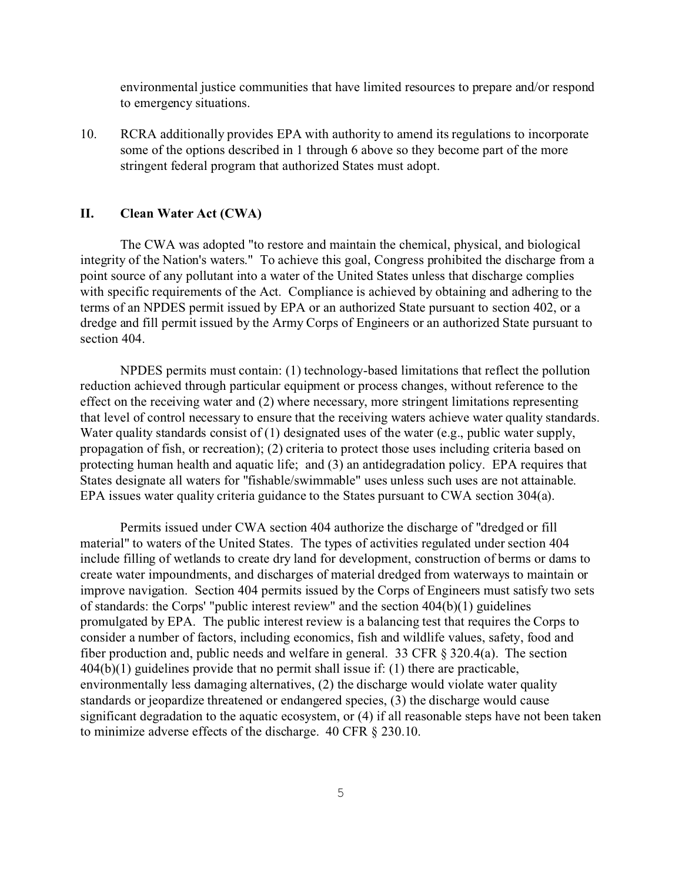environmental justice communities that have limited resources to prepare and/or respond to emergency situations.

10. RCRA additionally provides EPA with authority to amend its regulations to incorporate some of the options described in 1 through 6 above so they become part of the more stringent federal program that authorized States must adopt.

## II. Clean Water Act (CWA)

The CWA was adopted "to restore and maintain the chemical, physical, and biological integrity of the Nation's waters." To achieve this goal, Congress prohibited the discharge from a point source of any pollutant into a water of the United States unless that discharge complies with specific requirements of the Act. Compliance is achieved by obtaining and adhering to the terms of an NPDES permit issued by EPA or an authorized State pursuant to section 402, or a dredge and fill permit issued by the Army Corps of Engineers or an authorized State pursuant to section 404.

NPDES permits must contain: (1) technology-based limitations that reflect the pollution reduction achieved through particular equipment or process changes, without reference to the effect on the receiving water and (2) where necessary, more stringent limitations representing that level of control necessary to ensure that the receiving waters achieve water quality standards. Water quality standards consist of (1) designated uses of the water (e.g., public water supply, propagation of fish, or recreation); (2) criteria to protect those uses including criteria based on protecting human health and aquatic life; and (3) an antidegradation policy. EPA requires that States designate all waters for "fishable/swimmable" uses unless such uses are not attainable. EPA issues water quality criteria guidance to the States pursuant to CWA section 304(a).

Permits issued under CWA section 404 authorize the discharge of "dredged or fill material" to waters of the United States. The types of activities regulated under section 404 include filling of wetlands to create dry land for development, construction of berms or dams to create water impoundments, and discharges of material dredged from waterways to maintain or improve navigation. Section 404 permits issued by the Corps of Engineers must satisfy two sets of standards: the Corps' "public interest review" and the section 404(b)(1) guidelines promulgated by EPA. The public interest review is a balancing test that requires the Corps to consider a number of factors, including economics, fish and wildlife values, safety, food and fiber production and, public needs and welfare in general. 33 CFR § 320.4(a). The section 404(b)(1) guidelines provide that no permit shall issue if: (1) there are practicable, environmentally less damaging alternatives, (2) the discharge would violate water quality standards or jeopardize threatened or endangered species, (3) the discharge would cause significant degradation to the aquatic ecosystem, or (4) if all reasonable steps have not been taken to minimize adverse effects of the discharge. 40 CFR § 230.10.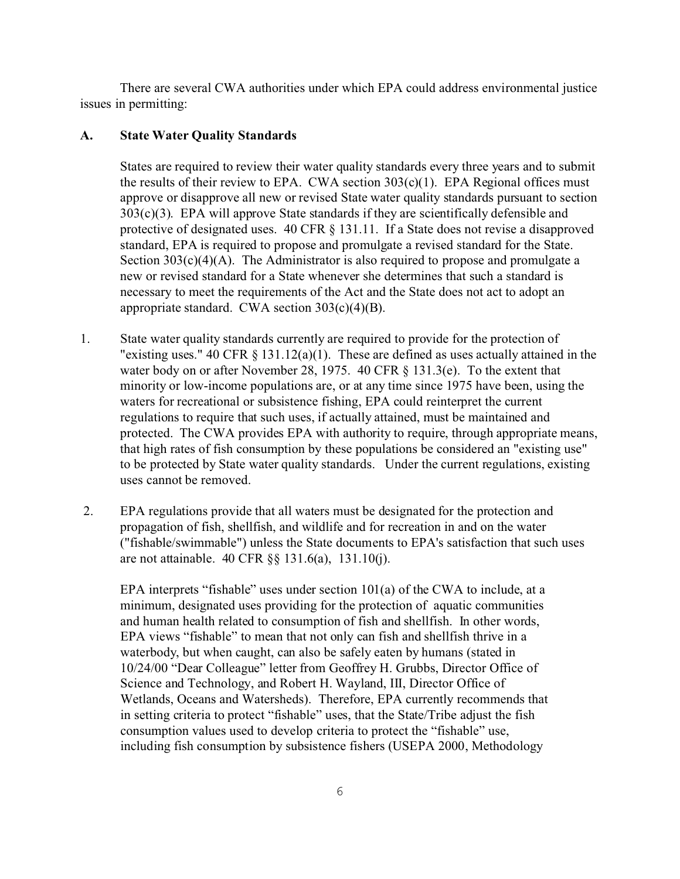There are several CWA authorities under which EPA could address environmental justice issues in permitting:

### A. State Water Quality Standards

States are required to review their water quality standards every three years and to submit the results of their review to EPA. CWA section 303(c)(1). EPA Regional offices must approve or disapprove all new or revised State water quality standards pursuant to section 303(c)(3). EPA will approve State standards if they are scientifically defensible and protective of designated uses. 40 CFR § 131.11. If a State does not revise a disapproved standard, EPA is required to propose and promulgate a revised standard for the State. Section 303(c)(4)(A). The Administrator is also required to propose and promulgate a new or revised standard for a State whenever she determines that such a standard is necessary to meet the requirements of the Act and the State does not act to adopt an appropriate standard. CWA section 303(c)(4)(B).

1. State water quality standards currently are required to provide for the protection of "existing uses." 40 CFR § 131.12(a)(1). These are defined as uses actually attained in the water body on or after November 28, 1975. 40 CFR § 131.3(e). To the extent that minority or low-income populations are, or at any time since 1975 have been, using the waters for recreational or subsistence fishing, EPA could reinterpret the current regulations to require that such uses, if actually attained, must be maintained and protected. The CWA provides EPA with authority to require, through appropriate means, that high rates of fish consumption by these populations be considered an "existing use" to be protected by State water quality standards. Under the current regulations, existing uses cannot be removed.

2. EPA regulations provide that all waters must be designated for the protection and propagation of fish, shellfish, and wildlife and for recreation in and on the water ("fishable/swimmable") unless the State documents to EPA's satisfaction that such uses are not attainable. 40 CFR §§ 131.6(a), 131.10(j).

   EPA interprets "fishable" uses under section 101(a) of the CWA to include, at a minimum, designated uses providing for the protection of aquatic communities and human health related to consumption of fish and shellfish. In other words, EPA views "fishable" to mean that not only can fish and shellfish thrive in a waterbody, but when caught, can also be safely eaten by humans (stated in 10/24/00 "Dear Colleague" letter from Geoffrey H. Grubbs, Director Office of Science and Technology, and Robert H. Wayland, III, Director Office of Wetlands, Oceans and Watersheds). Therefore, EPA currently recommends that in setting criteria to protect "fishable" uses, that the State/Tribe adjust the fish consumption values used to develop criteria to protect the "fishable" use, including fish consumption by subsistence fishers (USEPA 2000, Methodology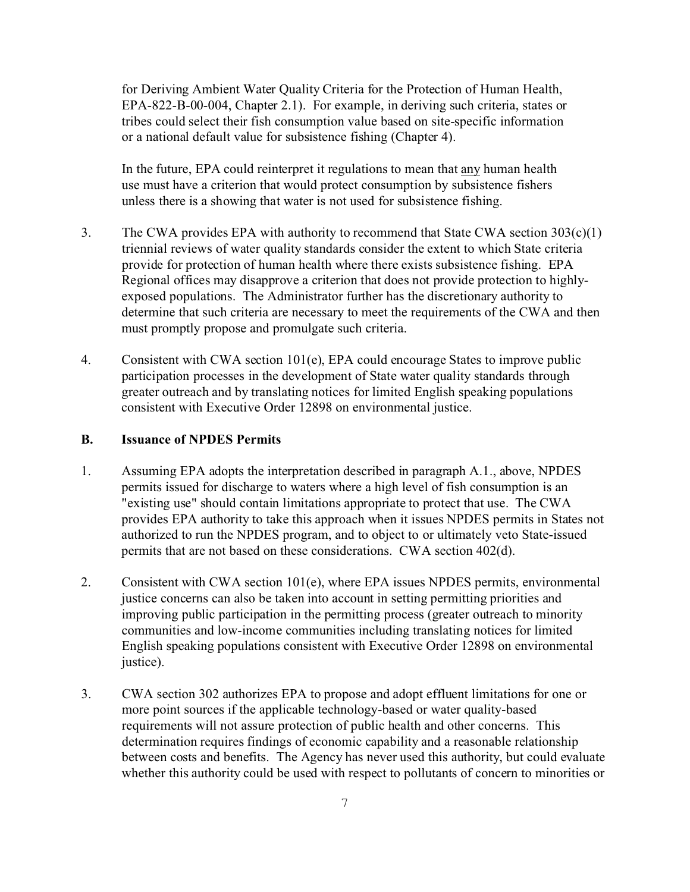for Deriving Ambient Water Quality Criteria for the Protection of Human Health, EPA-822-B-00-004, Chapter 2.1). For example, in deriving such criteria, states or tribes could select their fish consumption value based on site-specific information or a national default value for subsistence fishing (Chapter 4).

In the future, EPA could reinterpret it regulations to mean that any human health use must have a criterion that would protect consumption by subsistence fishers unless there is a showing that water is not used for subsistence fishing.

3. The CWA provides EPA with authority to recommend that State CWA section 303(c)(1) triennial reviews of water quality standards consider the extent to which State criteria provide for protection of human health where there exists subsistence fishing. EPA Regional offices may disapprove a criterion that does not provide protection to highly-exposed populations. The Administrator further has the discretionary authority to determine that such criteria are necessary to meet the requirements of the CWA and then must promptly propose and promulgate such criteria.

4. Consistent with CWA section 101(e), EPA could encourage States to improve public participation processes in the development of State water quality standards through greater outreach and by translating notices for limited English speaking populations consistent with Executive Order 12898 on environmental justice.

## B. Issuance of NPDES Permits

1. Assuming EPA adopts the interpretation described in paragraph A.1., above, NPDES permits issued for discharge to waters where a high level of fish consumption is an "existing use" should contain limitations appropriate to protect that use. The CWA provides EPA authority to take this approach when it issues NPDES permits in States not authorized to run the NPDES program, and to object to or ultimately veto State-issued permits that are not based on these considerations. CWA section 402(d).

2. Consistent with CWA section 101(e), where EPA issues NPDES permits, environmental justice concerns can also be taken into account in setting permitting priorities and improving public participation in the permitting process (greater outreach to minority communities and low-income communities including translating notices for limited English speaking populations consistent with Executive Order 12898 on environmental justice).

3. CWA section 302 authorizes EPA to propose and adopt effluent limitations for one or more point sources if the applicable technology-based or water quality-based requirements will not assure protection of public health and other concerns. This determination requires findings of economic capability and a reasonable relationship between costs and benefits. The Agency has never used this authority, but could evaluate whether this authority could be used with respect to pollutants of concern to minorities or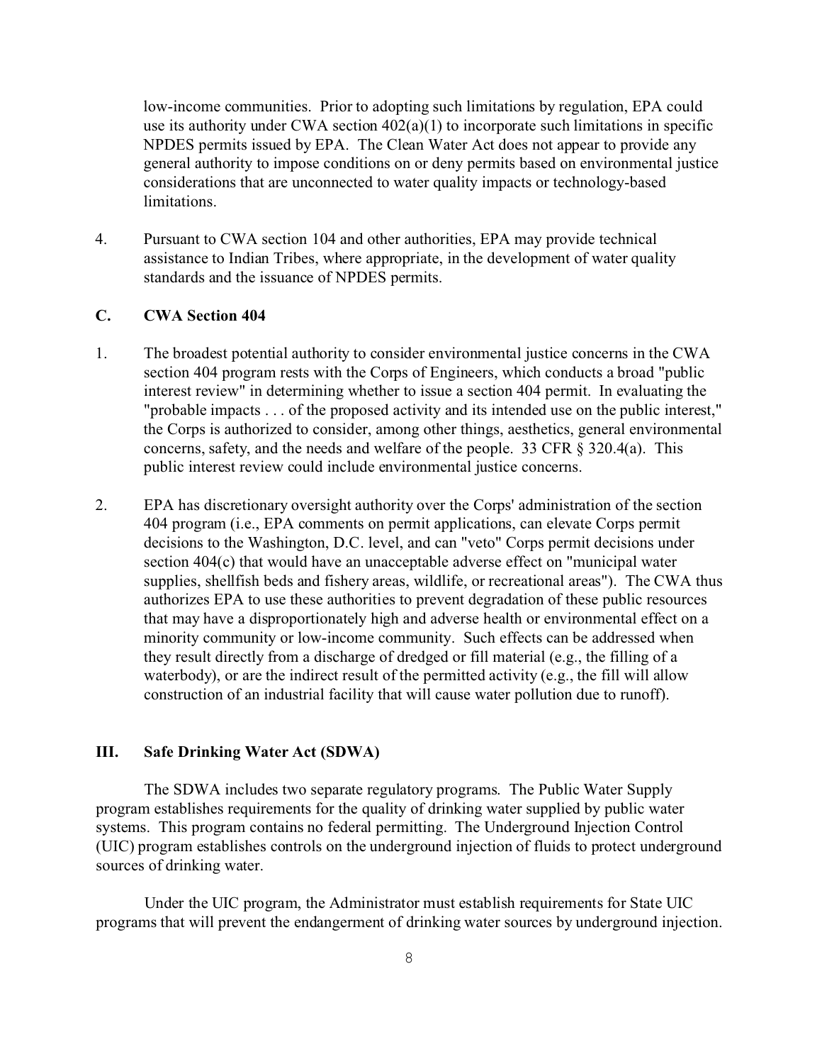low-income communities. Prior to adopting such limitations by regulation, EPA could use its authority under CWA section 402(a)(1) to incorporate such limitations in specific NPDES permits issued by EPA. The Clean Water Act does not appear to provide any general authority to impose conditions on or deny permits based on environmental justice considerations that are unconnected to water quality impacts or technology-based limitations.

4. Pursuant to CWA section 104 and other authorities, EPA may provide technical assistance to Indian Tribes, where appropriate, in the development of water quality standards and the issuance of NPDES permits.

### C. CWA Section 404

1. The broadest potential authority to consider environmental justice concerns in the CWA section 404 program rests with the Corps of Engineers, which conducts a broad "public interest review" in determining whether to issue a section 404 permit. In evaluating the "probable impacts . . . of the proposed activity and its intended use on the public interest," the Corps is authorized to consider, among other things, aesthetics, general environmental concerns, safety, and the needs and welfare of the people. 33 CFR § 320.4(a). This public interest review could include environmental justice concerns.

2. EPA has discretionary oversight authority over the Corps' administration of the section 404 program (i.e., EPA comments on permit applications, can elevate Corps permit decisions to the Washington, D.C. level, and can "veto" Corps permit decisions under section 404(c) that would have an unacceptable adverse effect on "municipal water supplies, shellfish beds and fishery areas, wildlife, or recreational areas"). The CWA thus authorizes EPA to use these authorities to prevent degradation of these public resources that may have a disproportionately high and adverse health or environmental effect on a minority community or low-income community. Such effects can be addressed when they result directly from a discharge of dredged or fill material (e.g., the filling of a waterbody), or are the indirect result of the permitted activity (e.g., the fill will allow construction of an industrial facility that will cause water pollution due to runoff).

## III. Safe Drinking Water Act (SDWA)

The SDWA includes two separate regulatory programs. The Public Water Supply program establishes requirements for the quality of drinking water supplied by public water systems. This program contains no federal permitting. The Underground Injection Control (UIC) program establishes controls on the underground injection of fluids to protect underground sources of drinking water.

Under the UIC program, the Administrator must establish requirements for State UIC programs that will prevent the endangerment of drinking water sources by underground injection.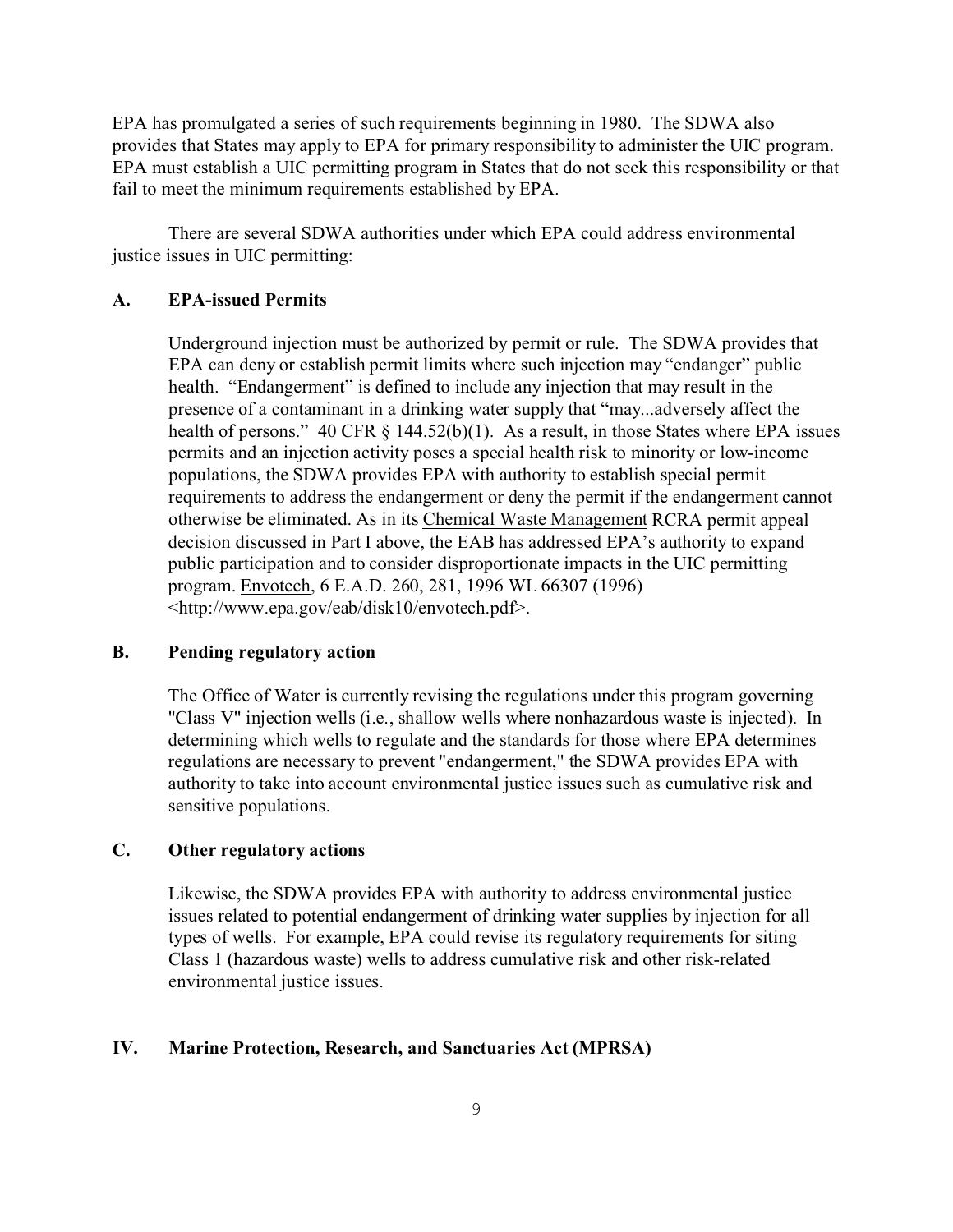EPA has promulgated a series of such requirements beginning in 1980. The SDWA also provides that States may apply to EPA for primary responsibility to administer the UIC program. EPA must establish a UIC permitting program in States that do not seek this responsibility or that fail to meet the minimum requirements established by EPA.

There are several SDWA authorities under which EPA could address environmental justice issues in UIC permitting:

### A. EPA-issued Permits

Underground injection must be authorized by permit or rule. The SDWA provides that EPA can deny or establish permit limits where such injection may "endanger" public health. "Endangerment" is defined to include any injection that may result in the presence of a contaminant in a drinking water supply that "may...adversely affect the health of persons." 40 CFR § 144.52(b)(1). As a result, in those States where EPA issues permits and an injection activity poses a special health risk to minority or low-income populations, the SDWA provides EPA with authority to establish special permit requirements to address the endangerment or deny the permit if the endangerment cannot otherwise be eliminated. As in its Chemical Waste Management RCRA permit appeal decision discussed in Part I above, the EAB has addressed EPA's authority to expand public participation and to consider disproportionate impacts in the UIC permitting program. Envotech, 6 E.A.D. 260, 281, 1996 WL 66307 (1996) <http://www.epa.gov/eab/disk10/envotech.pdf>.

### B. Pending regulatory action

The Office of Water is currently revising the regulations under this program governing "Class V" injection wells (i.e., shallow wells where nonhazardous waste is injected). In determining which wells to regulate and the standards for those where EPA determines regulations are necessary to prevent "endangerment," the SDWA provides EPA with authority to take into account environmental justice issues such as cumulative risk and sensitive populations.

### C. Other regulatory actions

Likewise, the SDWA provides EPA with authority to address environmental justice issues related to potential endangerment of drinking water supplies by injection for all types of wells. For example, EPA could revise its regulatory requirements for siting Class 1 (hazardous waste) wells to address cumulative risk and other risk-related environmental justice issues.

## IV. Marine Protection, Research, and Sanctuaries Act (MPRSA)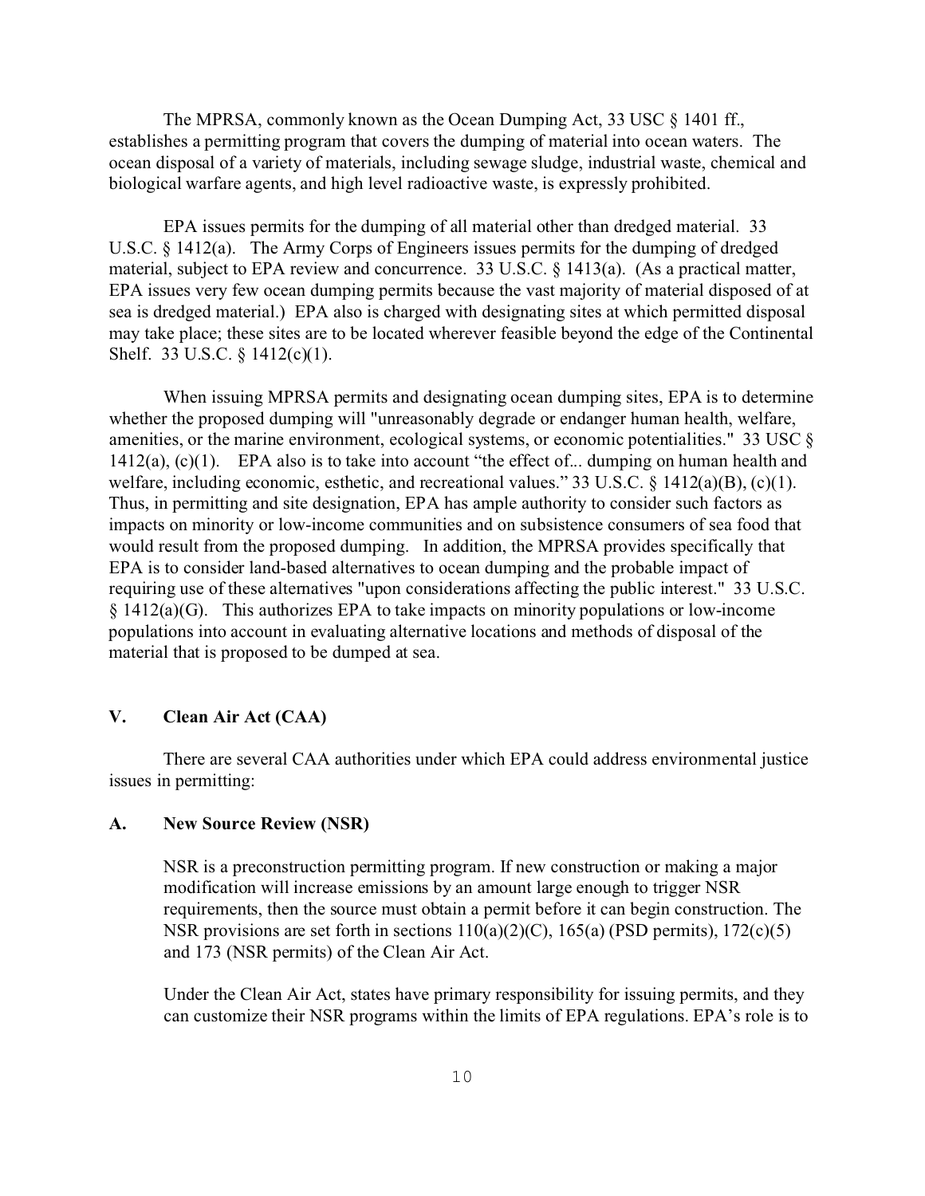The MPRSA, commonly known as the Ocean Dumping Act, 33 USC § 1401 ff., establishes a permitting program that covers the dumping of material into ocean waters. The ocean disposal of a variety of materials, including sewage sludge, industrial waste, chemical and biological warfare agents, and high level radioactive waste, is expressly prohibited.

EPA issues permits for the dumping of all material other than dredged material. 33 U.S.C. § 1412(a). The Army Corps of Engineers issues permits for the dumping of dredged material, subject to EPA review and concurrence. 33 U.S.C. § 1413(a). (As a practical matter, EPA issues very few ocean dumping permits because the vast majority of material disposed of at sea is dredged material.) EPA also is charged with designating sites at which permitted disposal may take place; these sites are to be located wherever feasible beyond the edge of the Continental Shelf. 33 U.S.C. § 1412(c)(1).

When issuing MPRSA permits and designating ocean dumping sites, EPA is to determine whether the proposed dumping will "unreasonably degrade or endanger human health, welfare, amenities, or the marine environment, ecological systems, or economic potentialities." 33 USC § 1412(a), (c)(1). EPA also is to take into account "the effect of... dumping on human health and welfare, including economic, esthetic, and recreational values." 33 U.S.C. § 1412(a)(B), (c)(1). Thus, in permitting and site designation, EPA has ample authority to consider such factors as impacts on minority or low-income communities and on subsistence consumers of sea food that would result from the proposed dumping. In addition, the MPRSA provides specifically that EPA is to consider land-based alternatives to ocean dumping and the probable impact of requiring use of these alternatives "upon considerations affecting the public interest." 33 U.S.C. § 1412(a)(G). This authorizes EPA to take impacts on minority populations or low-income populations into account in evaluating alternative locations and methods of disposal of the material that is proposed to be dumped at sea.

## V. Clean Air Act (CAA)

There are several CAA authorities under which EPA could address environmental justice issues in permitting:

### A. New Source Review (NSR)

NSR is a preconstruction permitting program. If new construction or making a major modification will increase emissions by an amount large enough to trigger NSR requirements, then the source must obtain a permit before it can begin construction. The NSR provisions are set forth in sections 110(a)(2)(C), 165(a) (PSD permits), 172(c)(5) and 173 (NSR permits) of the Clean Air Act.

Under the Clean Air Act, states have primary responsibility for issuing permits, and they can customize their NSR programs within the limits of EPA regulations. EPA's role is to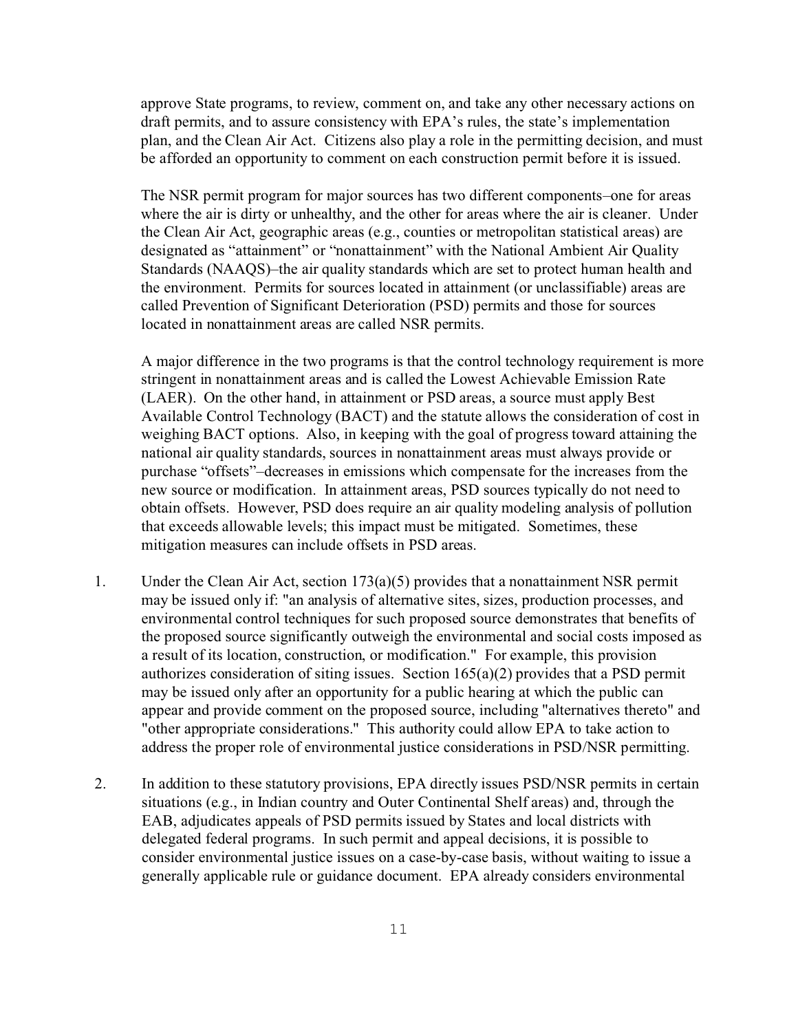approve State programs, to review, comment on, and take any other necessary actions on draft permits, and to assure consistency with EPA's rules, the state's implementation plan, and the Clean Air Act. Citizens also play a role in the permitting decision, and must be afforded an opportunity to comment on each construction permit before it is issued.

The NSR permit program for major sources has two different components–one for areas where the air is dirty or unhealthy, and the other for areas where the air is cleaner. Under the Clean Air Act, geographic areas (e.g., counties or metropolitan statistical areas) are designated as "attainment" or "nonattainment" with the National Ambient Air Quality Standards (NAAQS)–the air quality standards which are set to protect human health and the environment. Permits for sources located in attainment (or unclassifiable) areas are called Prevention of Significant Deterioration (PSD) permits and those for sources located in nonattainment areas are called NSR permits.

A major difference in the two programs is that the control technology requirement is more stringent in nonattainment areas and is called the Lowest Achievable Emission Rate (LAER). On the other hand, in attainment or PSD areas, a source must apply Best Available Control Technology (BACT) and the statute allows the consideration of cost in weighing BACT options. Also, in keeping with the goal of progress toward attaining the national air quality standards, sources in nonattainment areas must always provide or purchase "offsets"–decreases in emissions which compensate for the increases from the new source or modification. In attainment areas, PSD sources typically do not need to obtain offsets. However, PSD does require an air quality modeling analysis of pollution that exceeds allowable levels; this impact must be mitigated. Sometimes, these mitigation measures can include offsets in PSD areas.

1. Under the Clean Air Act, section 173(a)(5) provides that a nonattainment NSR permit may be issued only if: "an analysis of alternative sites, sizes, production processes, and environmental control techniques for such proposed source demonstrates that benefits of the proposed source significantly outweigh the environmental and social costs imposed as a result of its location, construction, or modification." For example, this provision authorizes consideration of siting issues. Section 165(a)(2) provides that a PSD permit may be issued only after an opportunity for a public hearing at which the public can appear and provide comment on the proposed source, including "alternatives thereto" and "other appropriate considerations." This authority could allow EPA to take action to address the proper role of environmental justice considerations in PSD/NSR permitting.

2. In addition to these statutory provisions, EPA directly issues PSD/NSR permits in certain situations (e.g., in Indian country and Outer Continental Shelf areas) and, through the EAB, adjudicates appeals of PSD permits issued by States and local districts with delegated federal programs. In such permit and appeal decisions, it is possible to consider environmental justice issues on a case-by-case basis, without waiting to issue a generally applicable rule or guidance document. EPA already considers environmental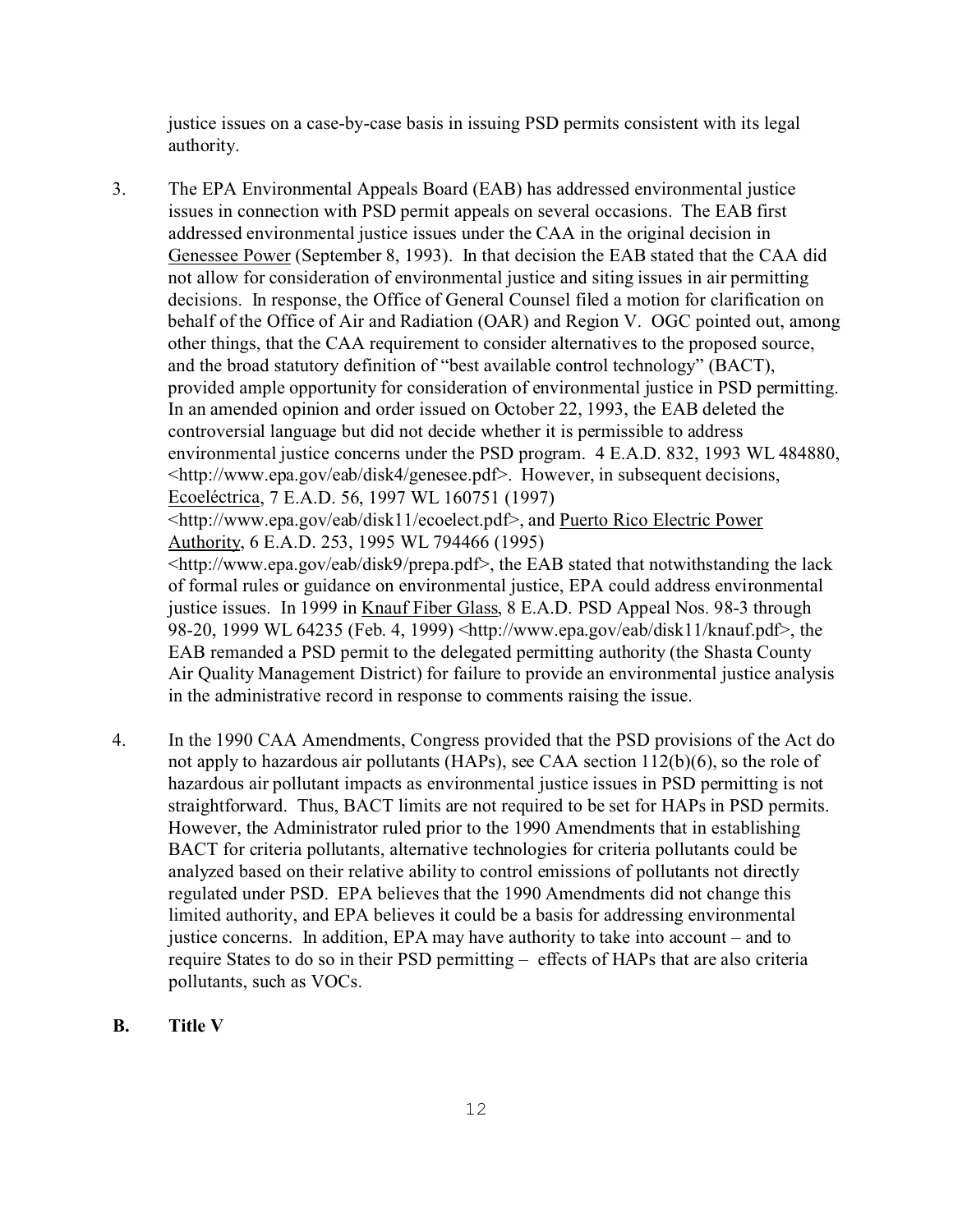justice issues on a case-by-case basis in issuing PSD permits consistent with its legal authority.

3. The EPA Environmental Appeals Board (EAB) has addressed environmental justice issues in connection with PSD permit appeals on several occasions. The EAB first addressed environmental justice issues under the CAA in the original decision in Genessee Power (September 8, 1993). In that decision the EAB stated that the CAA did not allow for consideration of environmental justice and siting issues in air permitting decisions. In response, the Office of General Counsel filed a motion for clarification on behalf of the Office of Air and Radiation (OAR) and Region V. OGC pointed out, among other things, that the CAA requirement to consider alternatives to the proposed source, and the broad statutory definition of "best available control technology" (BACT), provided ample opportunity for consideration of environmental justice in PSD permitting. In an amended opinion and order issued on October 22, 1993, the EAB deleted the controversial language but did not decide whether it is permissible to address environmental justice concerns under the PSD program. 4 E.A.D. 832, 1993 WL 484880, <http://www.epa.gov/eab/disk4/genesee.pdf>. However, in subsequent decisions, Ecoeléctrica, 7 E.A.D. 56, 1997 WL 160751 (1997) <http://www.epa.gov/eab/disk11/ecoelect.pdf>, and Puerto Rico Electric Power Authority, 6 E.A.D. 253, 1995 WL 794466 (1995) <http://www.epa.gov/eab/disk9/prepa.pdf>, the EAB stated that notwithstanding the lack of formal rules or guidance on environmental justice, EPA could address environmental justice issues. In 1999 in Knauf Fiber Glass, 8 E.A.D. PSD Appeal Nos. 98-3 through 98-20, 1999 WL 64235 (Feb. 4, 1999) <http://www.epa.gov/eab/disk11/knauf.pdf>, the EAB remanded a PSD permit to the delegated permitting authority (the Shasta County Air Quality Management District) for failure to provide an environmental justice analysis in the administrative record in response to comments raising the issue.

4. In the 1990 CAA Amendments, Congress provided that the PSD provisions of the Act do not apply to hazardous air pollutants (HAPs), see CAA section 112(b)(6), so the role of hazardous air pollutant impacts as environmental justice issues in PSD permitting is not straightforward. Thus, BACT limits are not required to be set for HAPs in PSD permits. However, the Administrator ruled prior to the 1990 Amendments that in establishing BACT for criteria pollutants, alternative technologies for criteria pollutants could be analyzed based on their relative ability to control emissions of pollutants not directly regulated under PSD. EPA believes that the 1990 Amendments did not change this limited authority, and EPA believes it could be a basis for addressing environmental justice concerns. In addition, EPA may have authority to take into account – and to require States to do so in their PSD permitting – effects of HAPs that are also criteria pollutants, such as VOCs.

## B. Title V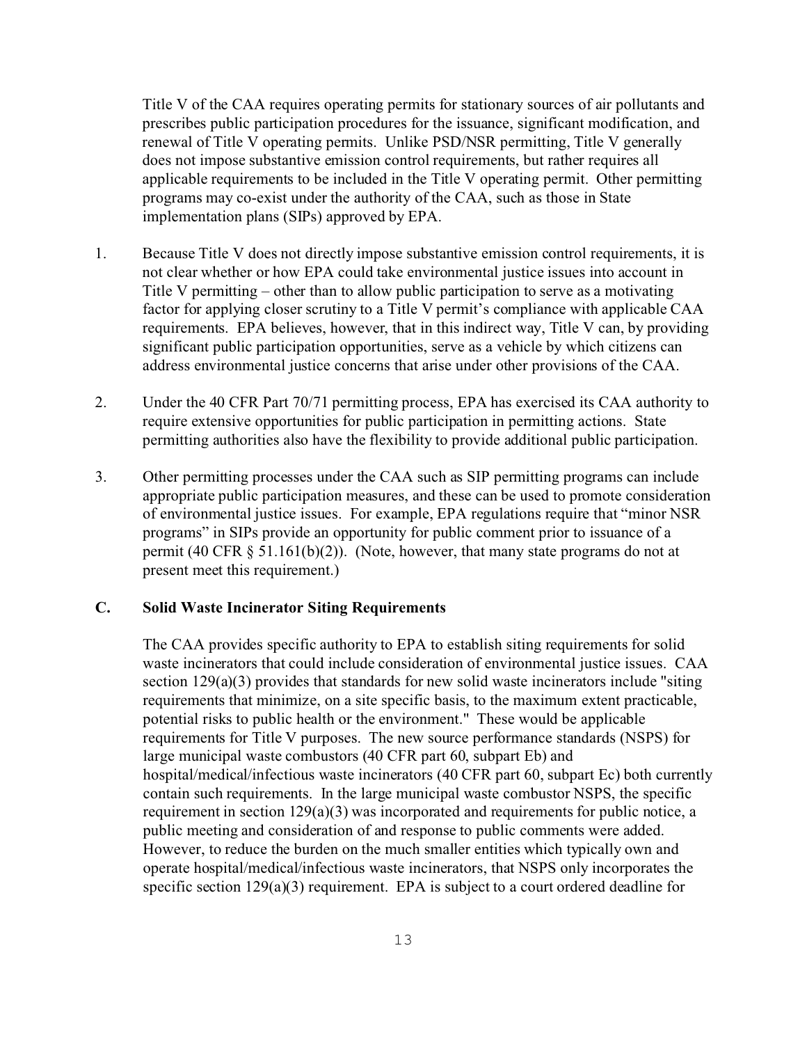Title V of the CAA requires operating permits for stationary sources of air pollutants and prescribes public participation procedures for the issuance, significant modification, and renewal of Title V operating permits. Unlike PSD/NSR permitting, Title V generally does not impose substantive emission control requirements, but rather requires all applicable requirements to be included in the Title V operating permit. Other permitting programs may co-exist under the authority of the CAA, such as those in State implementation plans (SIPs) approved by EPA.

1. Because Title V does not directly impose substantive emission control requirements, it is not clear whether or how EPA could take environmental justice issues into account in Title V permitting – other than to allow public participation to serve as a motivating factor for applying closer scrutiny to a Title V permit's compliance with applicable CAA requirements. EPA believes, however, that in this indirect way, Title V can, by providing significant public participation opportunities, serve as a vehicle by which citizens can address environmental justice concerns that arise under other provisions of the CAA.

2. Under the 40 CFR Part 70/71 permitting process, EPA has exercised its CAA authority to require extensive opportunities for public participation in permitting actions. State permitting authorities also have the flexibility to provide additional public participation.

3. Other permitting processes under the CAA such as SIP permitting programs can include appropriate public participation measures, and these can be used to promote consideration of environmental justice issues. For example, EPA regulations require that "minor NSR programs" in SIPs provide an opportunity for public comment prior to issuance of a permit (40 CFR § 51.161(b)(2)). (Note, however, that many state programs do not at present meet this requirement.)

## C. Solid Waste Incinerator Siting Requirements

The CAA provides specific authority to EPA to establish siting requirements for solid waste incinerators that could include consideration of environmental justice issues. CAA section 129(a)(3) provides that standards for new solid waste incinerators include "siting requirements that minimize, on a site specific basis, to the maximum extent practicable, potential risks to public health or the environment." These would be applicable requirements for Title V purposes. The new source performance standards (NSPS) for large municipal waste combustors (40 CFR part 60, subpart Eb) and hospital/medical/infectious waste incinerators (40 CFR part 60, subpart Ec) both currently contain such requirements. In the large municipal waste combustor NSPS, the specific requirement in section 129(a)(3) was incorporated and requirements for public notice, a public meeting and consideration of and response to public comments were added. However, to reduce the burden on the much smaller entities which typically own and operate hospital/medical/infectious waste incinerators, that NSPS only incorporates the specific section 129(a)(3) requirement. EPA is subject to a court ordered deadline for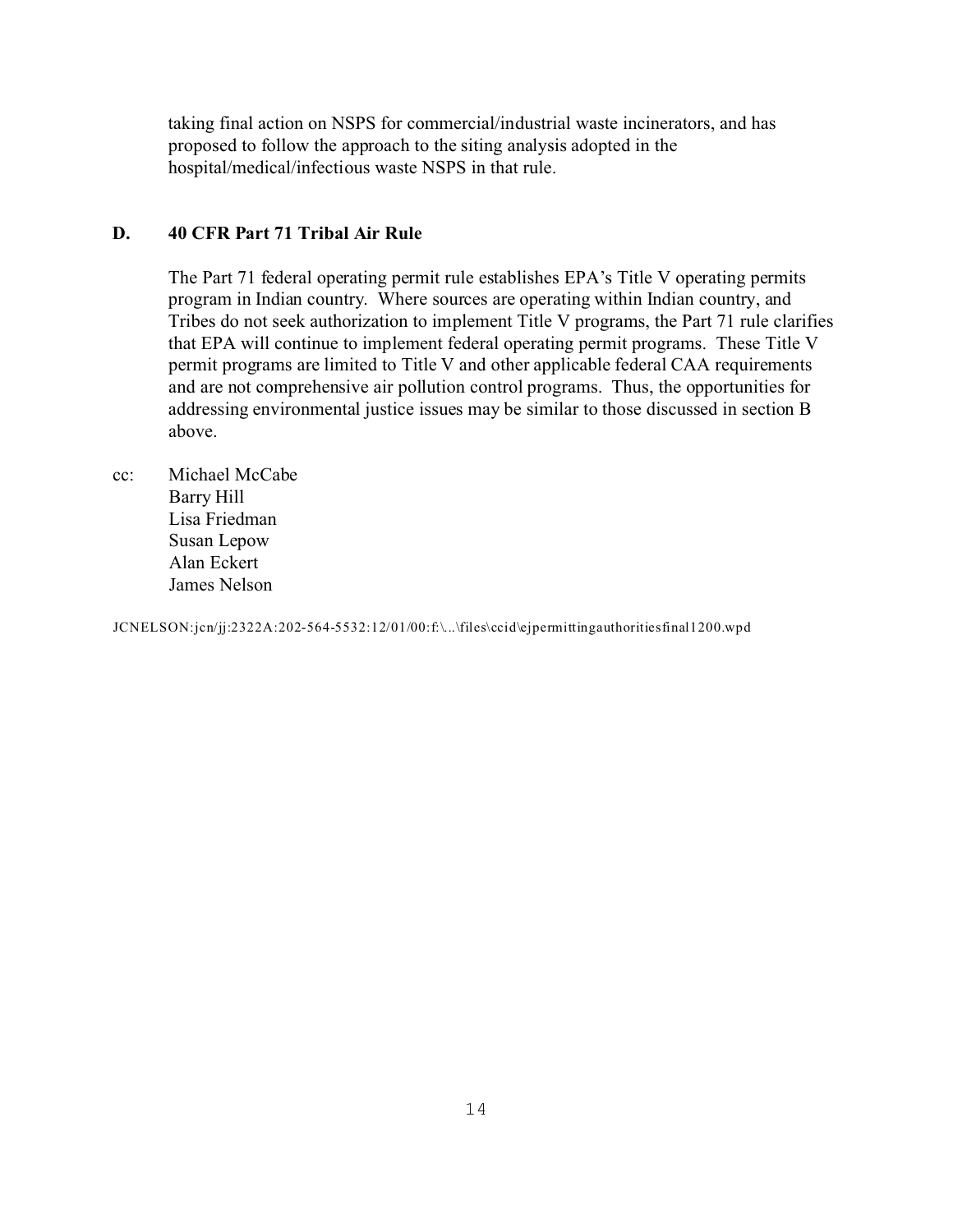taking final action on NSPS for commercial/industrial waste incinerators, and has proposed to follow the approach to the siting analysis adopted in the hospital/medical/infectious waste NSPS in that rule.

### D. 40 CFR Part 71 Tribal Air Rule

The Part 71 federal operating permit rule establishes EPA's Title V operating permits program in Indian country. Where sources are operating within Indian country, and Tribes do not seek authorization to implement Title V programs, the Part 71 rule clarifies that EPA will continue to implement federal operating permit programs. These Title V permit programs are limited to Title V and other applicable federal CAA requirements and are not comprehensive air pollution control programs. Thus, the opportunities for addressing environmental justice issues may be similar to those discussed in section B above.

cc: Michael McCabe
Barry Hill
Lisa Friedman
Susan Lepow
Alan Eckert
James Nelson

JCNELSON:jcn/jj:2322A:202-564-5532:12/01/00:f:\..\files\ccid\ejpermittingauthoritiesfinal1200.wpd